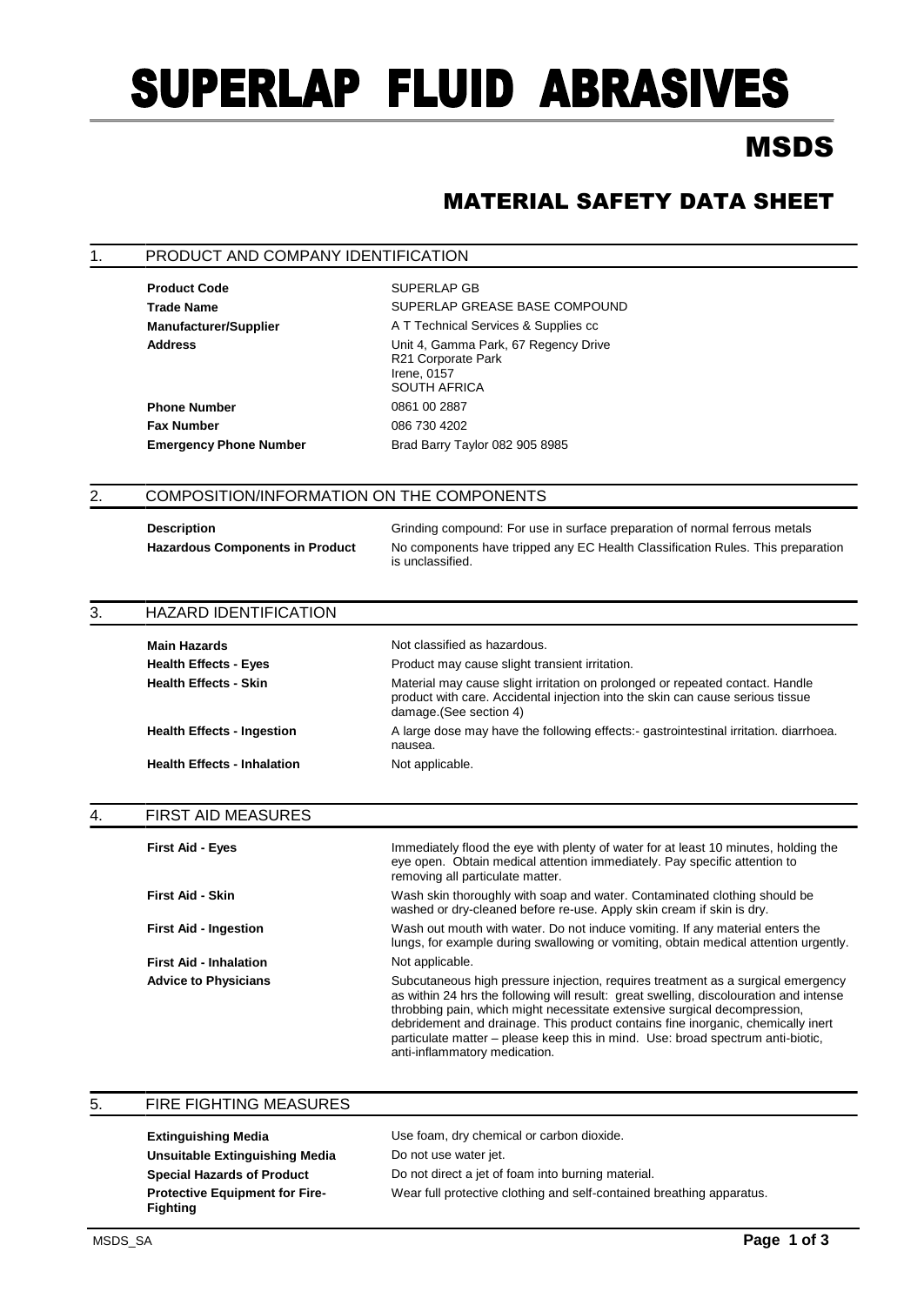# SUPERLAP FLUID ABRASIVES

## MSDS

## MATERIAL SAFETY DATA SHEET

### 1. PRODUCT AND COMPANY IDENTIFICATION

| | |
|---|---|
| **Product Code** | SUPERLAP GB |
| **Trade Name** | SUPERLAP GREASE BASE COMPOUND |
| **Manufacturer/Supplier** | A T Technical Services & Supplies cc |
| **Address** | Unit 4, Gamma Park, 67 Regency Drive<br>R21 Corporate Park<br>Irene, 0157<br>SOUTH AFRICA |
| **Phone Number** | 0861 00 2887 |
| **Fax Number** | 086 730 4202 |
| **Emergency Phone Number** | Brad Barry Taylor 082 905 8985 |

### 2. COMPOSITION/INFORMATION ON THE COMPONENTS

| | |
|---|---|
| **Description** | Grinding compound: For use in surface preparation of normal ferrous metals |
| **Hazardous Components in Product** | No components have tripped any EC Health Classification Rules. This preparation is unclassified. |

### 3. HAZARD IDENTIFICATION

| | |
|---|---|
| **Main Hazards** | Not classified as hazardous. |
| **Health Effects - Eyes** | Product may cause slight transient irritation. |
| **Health Effects - Skin** | Material may cause slight irritation on prolonged or repeated contact. Handle product with care. Accidental injection into the skin can cause serious tissue damage.(See section 4) |
| **Health Effects - Ingestion** | A large dose may have the following effects:- gastrointestinal irritation. diarrhoea. nausea. |
| **Health Effects - Inhalation** | Not applicable. |

### 4. FIRST AID MEASURES

| | |
|---|---|
| **First Aid - Eyes** | Immediately flood the eye with plenty of water for at least 10 minutes, holding the eye open. Obtain medical attention immediately. Pay specific attention to removing all particulate matter. |
| **First Aid - Skin** | Wash skin thoroughly with soap and water. Contaminated clothing should be washed or dry-cleaned before re-use. Apply skin cream if skin is dry. |
| **First Aid - Ingestion** | Wash out mouth with water. Do not induce vomiting. If any material enters the lungs, for example during swallowing or vomiting, obtain medical attention urgently. |
| **First Aid - Inhalation** | Not applicable. |
| **Advice to Physicians** | Subcutaneous high pressure injection, requires treatment as a surgical emergency as within 24 hrs the following will result: great swelling, discolouration and intense throbbing pain, which might necessitate extensive surgical decompression, debridement and drainage. This product contains fine inorganic, chemically inert particulate matter – please keep this in mind. Use: broad spectrum anti-biotic, anti-inflammatory medication. |

### 5. FIRE FIGHTING MEASURES

| | |
|---|---|
| **Extinguishing Media** | Use foam, dry chemical or carbon dioxide. |
| **Unsuitable Extinguishing Media** | Do not use water jet. |
| **Special Hazards of Product** | Do not direct a jet of foam into burning material. |
| **Protective Equipment for Fire-Fighting** | Wear full protective clothing and self-contained breathing apparatus. |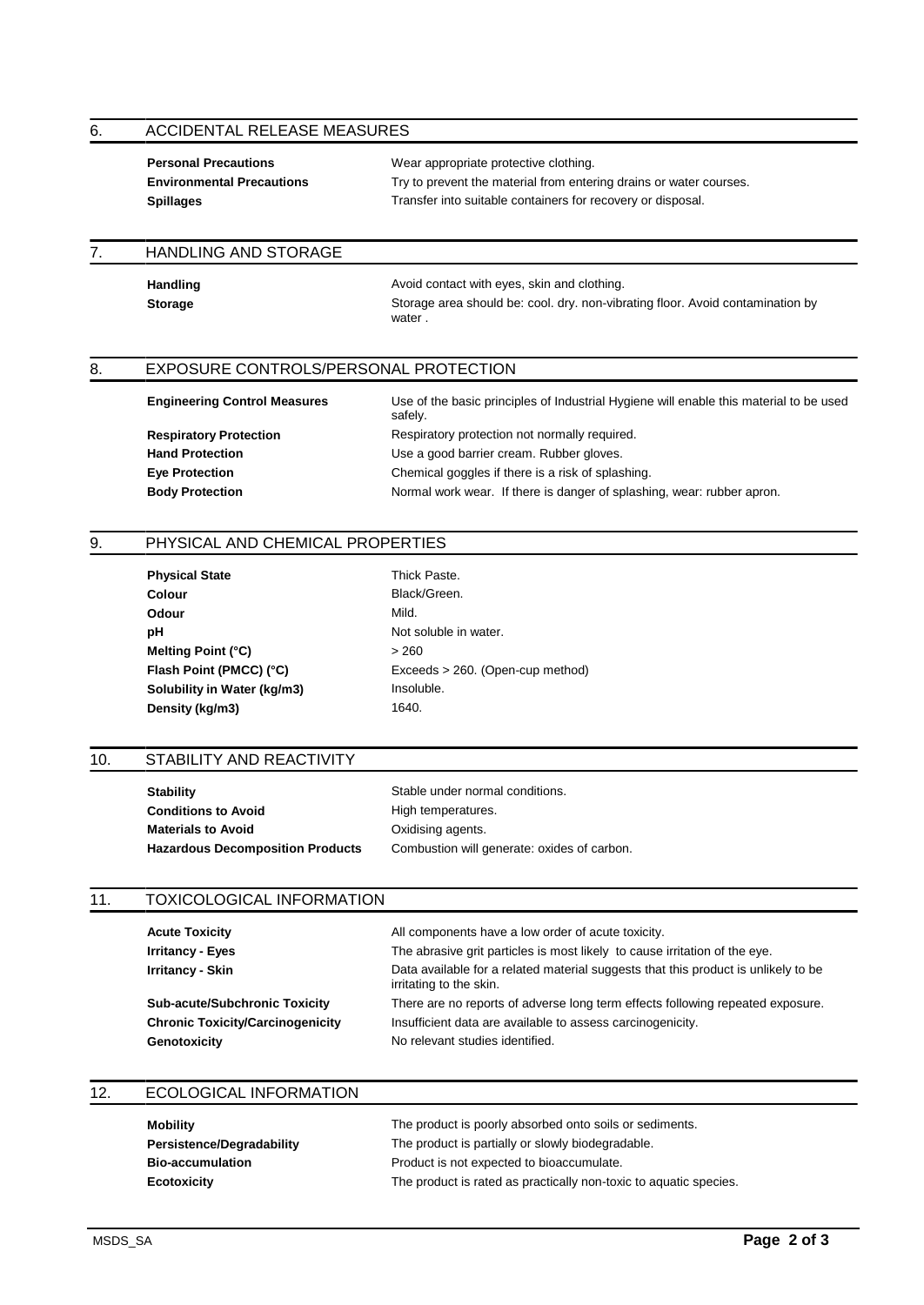## 6. ACCIDENTAL RELEASE MEASURES

| | |
|---|---|
| **Personal Precautions** | Wear appropriate protective clothing. |
| **Environmental Precautions** | Try to prevent the material from entering drains or water courses. |
| **Spillages** | Transfer into suitable containers for recovery or disposal. |

## 7. HANDLING AND STORAGE

| | |
|---|---|
| **Handling** | Avoid contact with eyes, skin and clothing. |
| **Storage** | Storage area should be: cool. dry. non-vibrating floor. Avoid contamination by water . |

## 8. EXPOSURE CONTROLS/PERSONAL PROTECTION

| | |
|---|---|
| **Engineering Control Measures** | Use of the basic principles of Industrial Hygiene will enable this material to be used safely. |
| **Respiratory Protection** | Respiratory protection not normally required. |
| **Hand Protection** | Use a good barrier cream. Rubber gloves. |
| **Eye Protection** | Chemical goggles if there is a risk of splashing. |
| **Body Protection** | Normal work wear. If there is danger of splashing, wear: rubber apron. |

## 9. PHYSICAL AND CHEMICAL PROPERTIES

| | |
|---|---|
| **Physical State** | Thick Paste. |
| **Colour** | Black/Green. |
| **Odour** | Mild. |
| **pH** | Not soluble in water. |
| **Melting Point (°C)** | > 260 |
| **Flash Point (PMCC) (°C)** | Exceeds > 260. (Open-cup method) |
| **Solubility in Water (kg/m3)** | Insoluble. |
| **Density (kg/m3)** | 1640. |

## 10. STABILITY AND REACTIVITY

| | |
|---|---|
| **Stability** | Stable under normal conditions. |
| **Conditions to Avoid** | High temperatures. |
| **Materials to Avoid** | Oxidising agents. |
| **Hazardous Decomposition Products** | Combustion will generate: oxides of carbon. |

## 11. TOXICOLOGICAL INFORMATION

| | |
|---|---|
| **Acute Toxicity** | All components have a low order of acute toxicity. |
| **Irritancy - Eyes** | The abrasive grit particles is most likely to cause irritation of the eye. |
| **Irritancy - Skin** | Data available for a related material suggests that this product is unlikely to be irritating to the skin. |
| **Sub-acute/Subchronic Toxicity** | There are no reports of adverse long term effects following repeated exposure. |
| **Chronic Toxicity/Carcinogenicity** | Insufficient data are available to assess carcinogenicity. |
| **Genotoxicity** | No relevant studies identified. |

## 12. ECOLOGICAL INFORMATION

| | |
|---|---|
| **Mobility** | The product is poorly absorbed onto soils or sediments. |
| **Persistence/Degradability** | The product is partially or slowly biodegradable. |
| **Bio-accumulation** | Product is not expected to bioaccumulate. |
| **Ecotoxicity** | The product is rated as practically non-toxic to aquatic species. |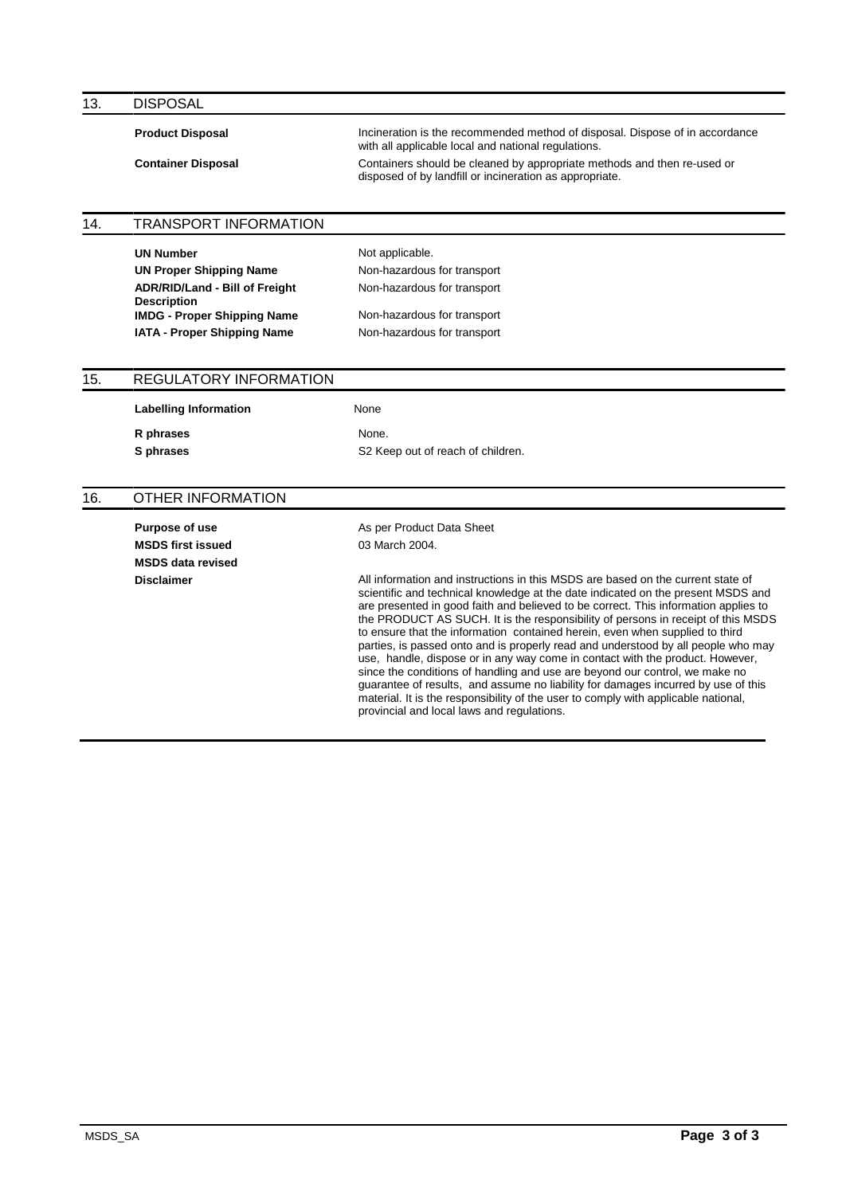## 13. DISPOSAL

| | |
|---|---|
| **Product Disposal** | Incineration is the recommended method of disposal. Dispose of in accordance with all applicable local and national regulations. |
| **Container Disposal** | Containers should be cleaned by appropriate methods and then re-used or disposed of by landfill or incineration as appropriate. |

## 14. TRANSPORT INFORMATION

| | |
|---|---|
| **UN Number** | Not applicable. |
| **UN Proper Shipping Name** | Non-hazardous for transport |
| **ADR/RID/Land - Bill of Freight Description** | Non-hazardous for transport |
| **IMDG - Proper Shipping Name** | Non-hazardous for transport |
| **IATA - Proper Shipping Name** | Non-hazardous for transport |

## 15. REGULATORY INFORMATION

| | |
|---|---|
| **Labelling Information** | None |
| **R phrases** | None. |
| **S phrases** | S2 Keep out of reach of children. |

## 16. OTHER INFORMATION

| | |
|---|---|
| **Purpose of use** | As per Product Data Sheet |
| **MSDS first issued** | 03 March 2004. |
| **MSDS data revised** | |
| **Disclaimer** | All information and instructions in this MSDS are based on the current state of scientific and technical knowledge at the date indicated on the present MSDS and are presented in good faith and believed to be correct. This information applies to the PRODUCT AS SUCH. It is the responsibility of persons in receipt of this MSDS to ensure that the information contained herein, even when supplied to third parties, is passed onto and is properly read and understood by all people who may use, handle, dispose or in any way come in contact with the product. However, since the conditions of handling and use are beyond our control, we make no guarantee of results, and assume no liability for damages incurred by use of this material. It is the responsibility of the user to comply with applicable national, provincial and local laws and regulations. |